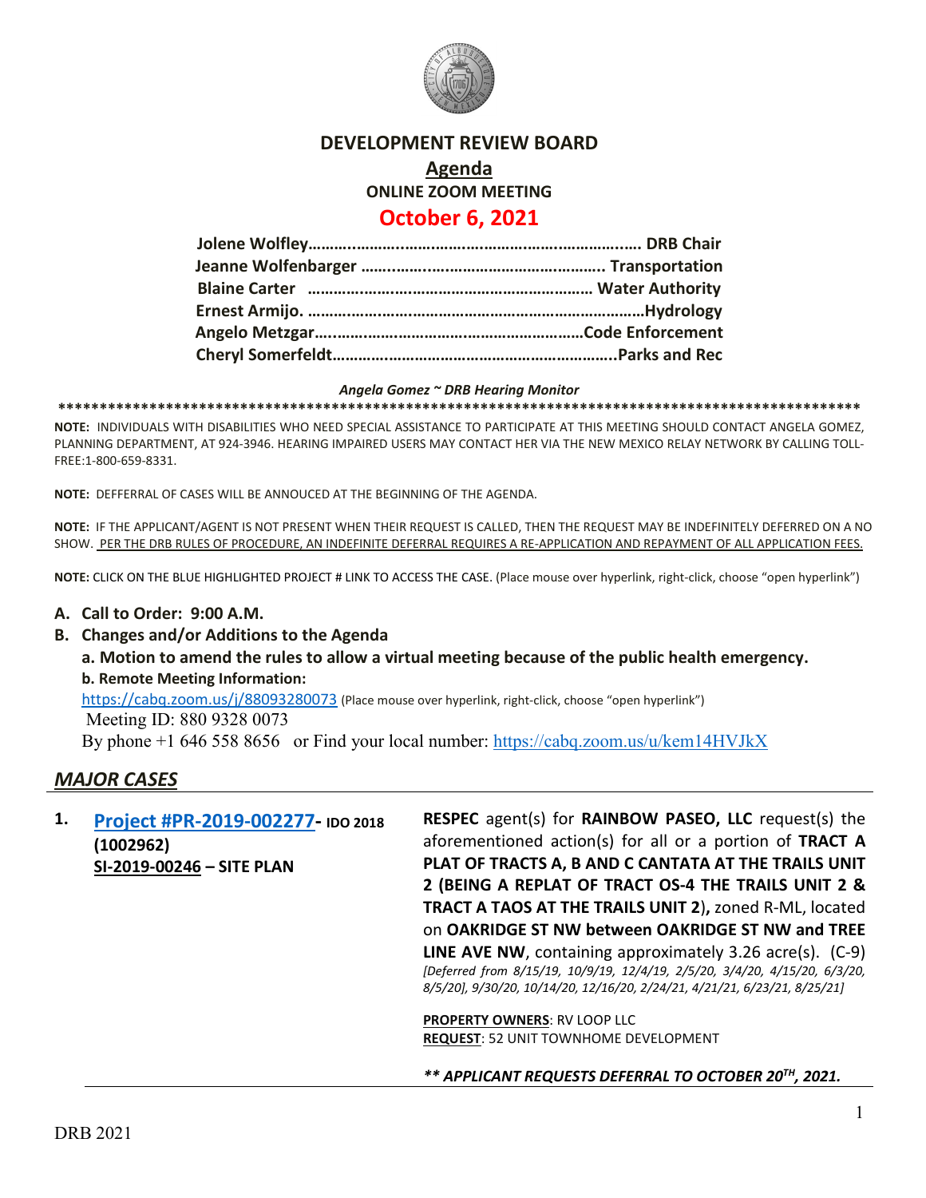# DEVELOPMENT REVIEW BOARD

## Agenda

### ONLINE ZOOM MEETING

## October 6, 2021

| | |
|---|---|
| **Jolene Wolfley** | **DRB Chair** |
| **Jeanne Wolfenbarger** | **Transportation** |
| **Blaine Carter** | **Water Authority** |
| **Ernest Armijo.** | **Hydrology** |
| **Angelo Metzgar** | **Code Enforcement** |
| **Cheryl Somerfeldt** | **Parks and Rec** |

***Angela Gomez ~ DRB Hearing Monitor***

**************************************************************************************************

**NOTE:** INDIVIDUALS WITH DISABILITIES WHO NEED SPECIAL ASSISTANCE TO PARTICIPATE AT THIS MEETING SHOULD CONTACT ANGELA GOMEZ, PLANNING DEPARTMENT, AT 924-3946. HEARING IMPAIRED USERS MAY CONTACT HER VIA THE NEW MEXICO RELAY NETWORK BY CALLING TOLL-FREE:1-800-659-8331.

**NOTE:** DEFFERRAL OF CASES WILL BE ANNOUCED AT THE BEGINNING OF THE AGENDA.

**NOTE:** IF THE APPLICANT/AGENT IS NOT PRESENT WHEN THEIR REQUEST IS CALLED, THEN THE REQUEST MAY BE INDEFINITELY DEFERRED ON A NO SHOW. PER THE DRB RULES OF PROCEDURE, AN INDEFINITE DEFERRAL REQUIRES A RE-APPLICATION AND REPAYMENT OF ALL APPLICATION FEES.

**NOTE:** CLICK ON THE BLUE HIGHLIGHTED PROJECT # LINK TO ACCESS THE CASE. (Place mouse over hyperlink, right-click, choose "open hyperlink")

**A. Call to Order: 9:00 A.M.**

**B. Changes and/or Additions to the Agenda**

**a. Motion to amend the rules to allow a virtual meeting because of the public health emergency.**

**b. Remote Meeting Information:**

https://cabq.zoom.us/j/88093280073 (Place mouse over hyperlink, right-click, choose "open hyperlink")

Meeting ID: 880 9328 0073

By phone +1 646 558 8656 or Find your local number: https://cabq.zoom.us/u/kem14HVJkX

## *MAJOR CASES*

**1. Project #PR-2019-002277- IDO 2018 (1002962)**
**SI-2019-00246 – SITE PLAN**

**RESPEC** agent(s) for **RAINBOW PASEO, LLC** request(s) the aforementioned action(s) for all or a portion of **TRACT A PLAT OF TRACTS A, B AND C CANTATA AT THE TRAILS UNIT 2 (BEING A REPLAT OF TRACT OS-4 THE TRAILS UNIT 2 & TRACT A TAOS AT THE TRAILS UNIT 2),** zoned R-ML, located on **OAKRIDGE ST NW between OAKRIDGE ST NW and TREE LINE AVE NW**, containing approximately 3.26 acre(s). (C-9) *[Deferred from 8/15/19, 10/9/19, 12/4/19, 2/5/20, 3/4/20, 4/15/20, 6/3/20, 8/5/20], 9/30/20, 10/14/20, 12/16/20, 2/24/21, 4/21/21, 6/23/21, 8/25/21]*

**PROPERTY OWNERS**: RV LOOP LLC
**REQUEST**: 52 UNIT TOWNHOME DEVELOPMENT

***** APPLICANT REQUESTS DEFERRAL TO OCTOBER 20TH, 2021.***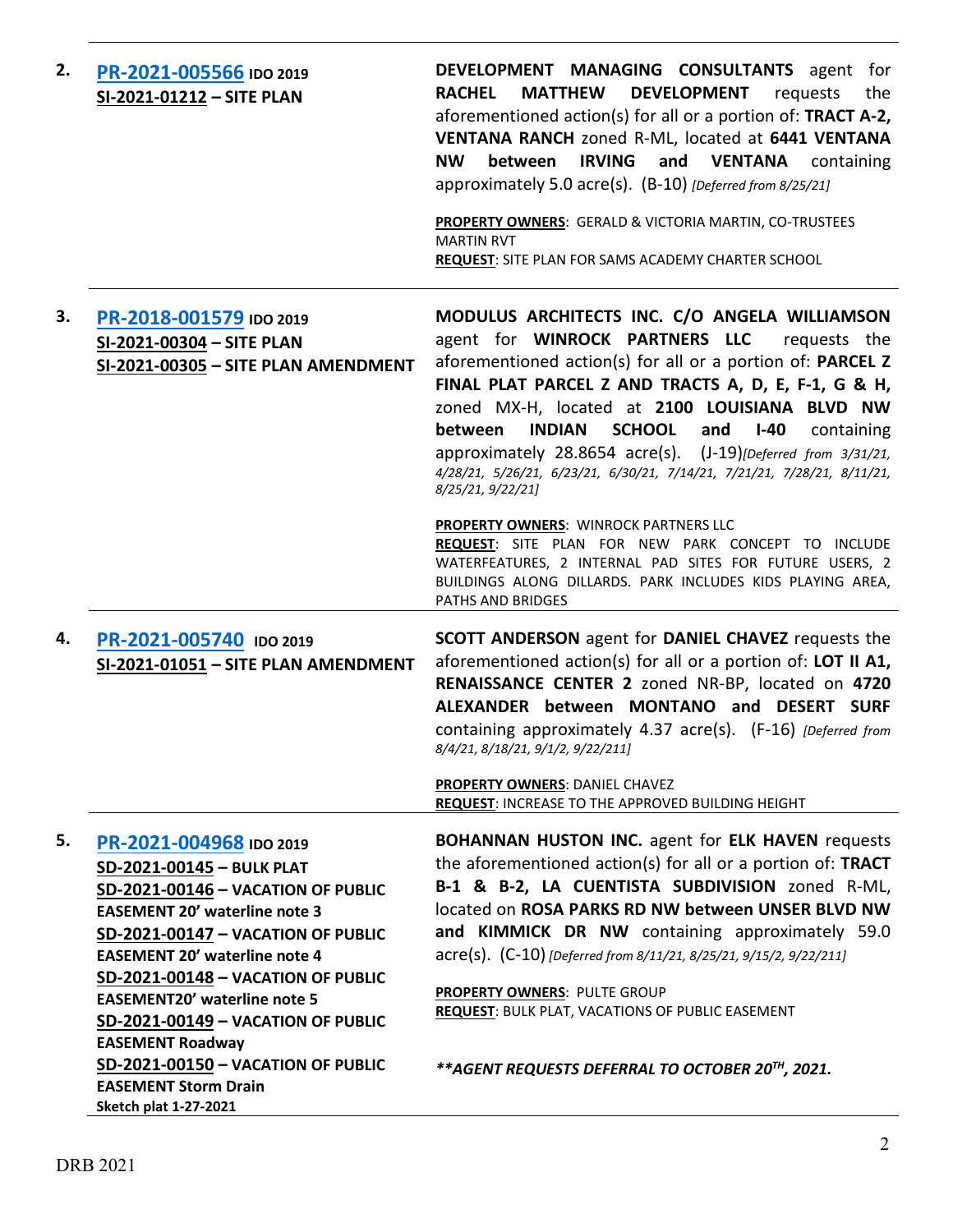| | | |
|---|---|---|
| **2.** | **PR-2021-005566** **IDO 2019**<br>**SI-2021-01212 – SITE PLAN** | **DEVELOPMENT MANAGING CONSULTANTS** agent for **RACHEL MATTHEW DEVELOPMENT** requests the aforementioned action(s) for all or a portion of: **TRACT A-2, VENTANA RANCH** zoned R-ML, located at **6441 VENTANA NW between IRVING and VENTANA** containing approximately 5.0 acre(s). (B-10) *[Deferred from 8/25/21]*<br><br>**PROPERTY OWNERS**: GERALD & VICTORIA MARTIN, CO-TRUSTEES MARTIN RVT<br>**REQUEST**: SITE PLAN FOR SAMS ACADEMY CHARTER SCHOOL |
| **3.** | **PR-2018-001579** **IDO 2019**<br>**SI-2021-00304 – SITE PLAN**<br>**SI-2021-00305 – SITE PLAN AMENDMENT** | **MODULUS ARCHITECTS INC. C/O ANGELA WILLIAMSON** agent for **WINROCK PARTNERS LLC** requests the aforementioned action(s) for all or a portion of: **PARCEL Z FINAL PLAT PARCEL Z AND TRACTS A, D, E, F-1, G & H,** zoned MX-H, located at **2100 LOUISIANA BLVD NW between INDIAN SCHOOL and I-40** containing approximately 28.8654 acre(s). (J-19)*[Deferred from 3/31/21, 4/28/21, 5/26/21, 6/23/21, 6/30/21, 7/14/21, 7/21/21, 7/28/21, 8/11/21, 8/25/21, 9/22/21]*<br><br>**PROPERTY OWNERS**: WINROCK PARTNERS LLC<br>**REQUEST**: SITE PLAN FOR NEW PARK CONCEPT TO INCLUDE WATERFEATURES, 2 INTERNAL PAD SITES FOR FUTURE USERS, 2 BUILDINGS ALONG DILLARDS. PARK INCLUDES KIDS PLAYING AREA, PATHS AND BRIDGES |
| **4.** | **PR-2021-005740** **IDO 2019**<br>**SI-2021-01051 – SITE PLAN AMENDMENT** | **SCOTT ANDERSON** agent for **DANIEL CHAVEZ** requests the aforementioned action(s) for all or a portion of: **LOT II A1, RENAISSANCE CENTER 2** zoned NR-BP, located on **4720 ALEXANDER between MONTANO and DESERT SURF** containing approximately 4.37 acre(s). (F-16) *[Deferred from 8/4/21, 8/18/21, 9/1/2, 9/22/211]*<br><br>**PROPERTY OWNERS**: DANIEL CHAVEZ<br>**REQUEST**: INCREASE TO THE APPROVED BUILDING HEIGHT |
| **5.** | **PR-2021-004968** **IDO 2019**<br>**SD-2021-00145 – BULK PLAT**<br>**SD-2021-00146 – VACATION OF PUBLIC EASEMENT 20' waterline note 3**<br>**SD-2021-00147 – VACATION OF PUBLIC EASEMENT 20' waterline note 4**<br>**SD-2021-00148 – VACATION OF PUBLIC EASEMENT20' waterline note 5**<br>**SD-2021-00149 – VACATION OF PUBLIC EASEMENT Roadway**<br>**SD-2021-00150 – VACATION OF PUBLIC EASEMENT Storm Drain**<br>**Sketch plat 1-27-2021** | **BOHANNAN HUSTON INC.** agent for **ELK HAVEN** requests the aforementioned action(s) for all or a portion of: **TRACT B-1 & B-2, LA CUENTISTA SUBDIVISION** zoned R-ML, located on **ROSA PARKS RD NW between UNSER BLVD NW and KIMMICK DR NW** containing approximately 59.0 acre(s). (C-10) *[Deferred from 8/11/21, 8/25/21, 9/15/2, 9/22/211]*<br><br>**PROPERTY OWNERS**: PULTE GROUP<br>**REQUEST**: BULK PLAT, VACATIONS OF PUBLIC EASEMENT<br><br>***\*\*AGENT REQUESTS DEFERRAL TO OCTOBER 20TH, 2021.*** |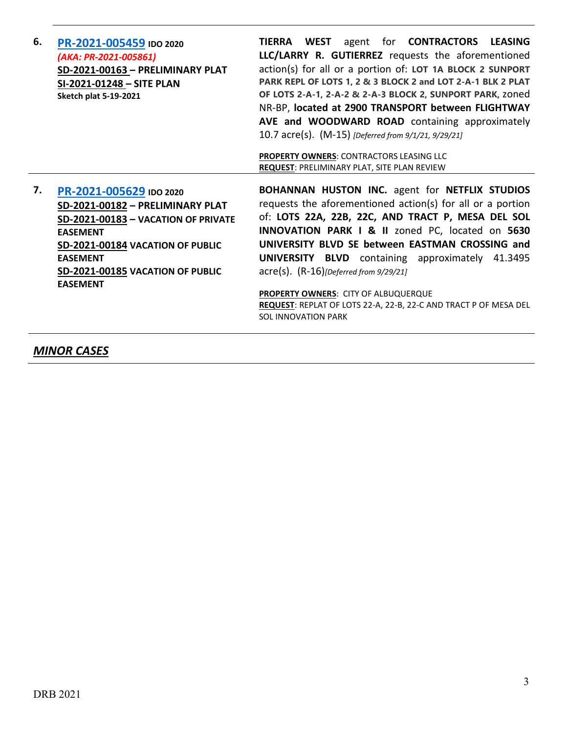| | | |
|---|---|---|
| **6.** | **PR-2021-005459** **IDO 2020**<br>*(AKA: PR-2021-005861)*<br>**SD-2021-00163 – PRELIMINARY PLAT**<br>**SI-2021-01248 – SITE PLAN**<br>**Sketch plat 5-19-2021** | **TIERRA WEST** agent for **CONTRACTORS LEASING LLC/LARRY R. GUTIERREZ** requests the aforementioned action(s) for all or a portion of: **LOT 1A BLOCK 2 SUNPORT PARK REPL OF LOTS 1, 2 & 3 BLOCK 2 and LOT 2-A-1 BLK 2 PLAT OF LOTS 2-A-1, 2-A-2 & 2-A-3 BLOCK 2, SUNPORT PARK**, zoned NR-BP, **located at 2900 TRANSPORT between FLIGHTWAY AVE and WOODWARD ROAD** containing approximately 10.7 acre(s). (M-15) *[Deferred from 9/1/21, 9/29/21]*<br><br>**PROPERTY OWNERS**: CONTRACTORS LEASING LLC<br>**REQUEST**: PRELIMINARY PLAT, SITE PLAN REVIEW |
| **7.** | **PR-2021-005629** **IDO 2020**<br>**SD-2021-00182 – PRELIMINARY PLAT**<br>**SD-2021-00183 – VACATION OF PRIVATE EASEMENT**<br>**SD-2021-00184 VACATION OF PUBLIC EASEMENT**<br>**SD-2021-00185 VACATION OF PUBLIC EASEMENT** | **BOHANNAN HUSTON INC.** agent for **NETFLIX STUDIOS** requests the aforementioned action(s) for all or a portion of: **LOTS 22A, 22B, 22C, AND TRACT P, MESA DEL SOL INNOVATION PARK I & II** zoned PC, located on **5630 UNIVERSITY BLVD SE between EASTMAN CROSSING and UNIVERSITY BLVD** containing approximately 41.3495 acre(s). (R-16)*[Deferred from 9/29/21]*<br><br>**PROPERTY OWNERS**: CITY OF ALBUQUERQUE<br>**REQUEST**: REPLAT OF LOTS 22-A, 22-B, 22-C AND TRACT P OF MESA DEL SOL INNOVATION PARK |

## *MINOR CASES*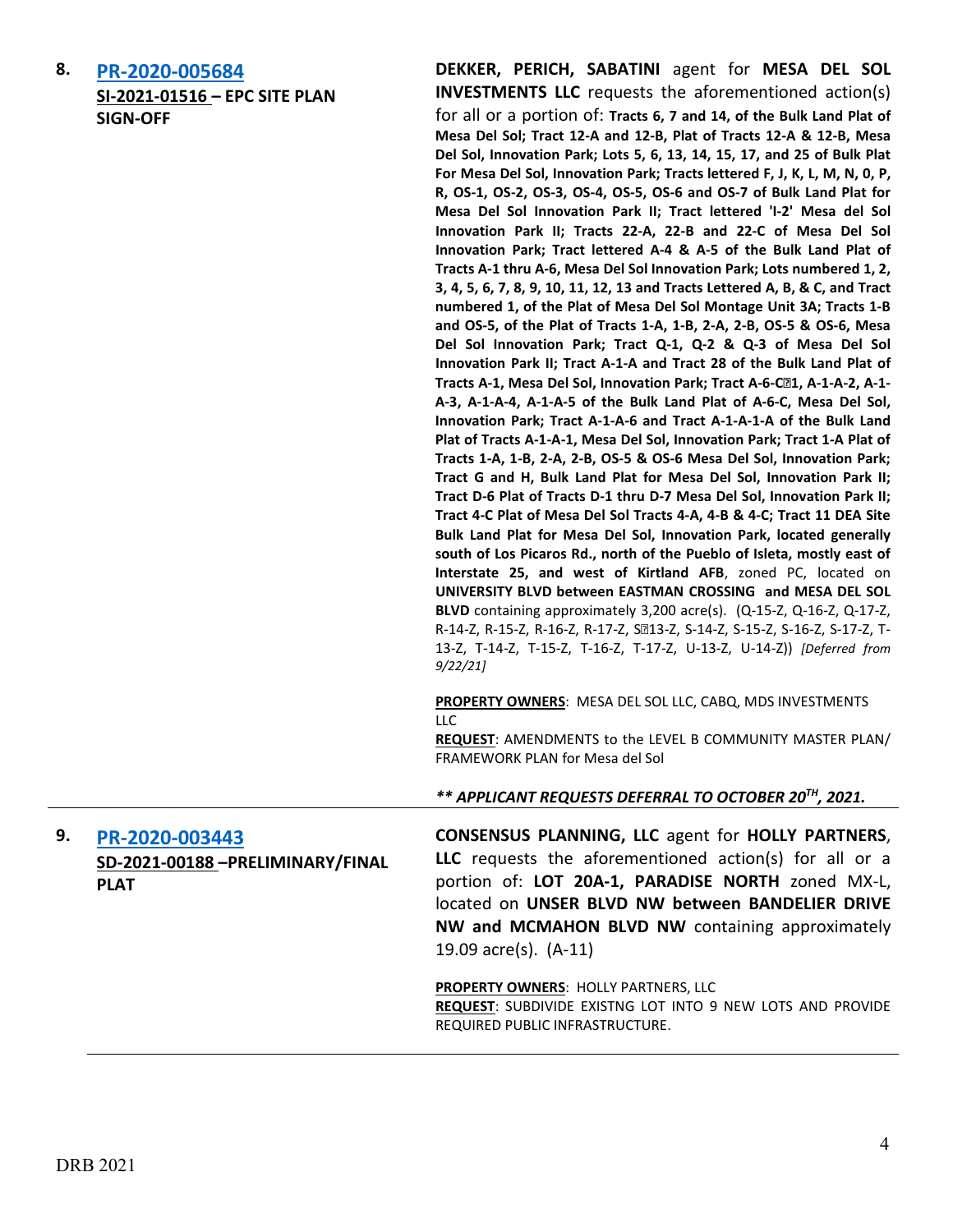**8. [PR-2020-005684](PR-2020-005684)**
**SI-2021-01516 – EPC SITE PLAN SIGN-OFF**

**DEKKER, PERICH, SABATINI** agent for **MESA DEL SOL INVESTMENTS LLC** requests the aforementioned action(s) for all or a portion of: **Tracts 6, 7 and 14, of the Bulk Land Plat of Mesa Del Sol; Tract 12-A and 12-B, Plat of Tracts 12-A & 12-B, Mesa Del Sol, Innovation Park; Lots 5, 6, 13, 14, 15, 17, and 25 of Bulk Plat For Mesa Del Sol, Innovation Park; Tracts lettered F, J, K, L, M, N, 0, P, R, OS-1, OS-2, OS-3, OS-4, OS-5, OS-6 and OS-7 of Bulk Land Plat for Mesa Del Sol Innovation Park II; Tract lettered 'I-2' Mesa del Sol Innovation Park II; Tracts 22-A, 22-B and 22-C of Mesa Del Sol Innovation Park; Tract lettered A-4 & A-5 of the Bulk Land Plat of Tracts A-1 thru A-6, Mesa Del Sol Innovation Park; Lots numbered 1, 2, 3, 4, 5, 6, 7, 8, 9, 10, 11, 12, 13 and Tracts Lettered A, B, & C, and Tract numbered 1, of the Plat of Mesa Del Sol Montage Unit 3A; Tracts 1-B and OS-5, of the Plat of Tracts 1-A, 1-B, 2-A, 2-B, OS-5 & OS-6, Mesa Del Sol Innovation Park; Tract Q-1, Q-2 & Q-3 of Mesa Del Sol Innovation Park II; Tract A-1-A and Tract 28 of the Bulk Land Plat of Tracts A-1, Mesa Del Sol, Innovation Park; Tract A-6-C�1, A-1-A-2, A-1-A-3, A-1-A-4, A-1-A-5 of the Bulk Land Plat of A-6-C, Mesa Del Sol, Innovation Park; Tract A-1-A-6 and Tract A-1-A-1-A of the Bulk Land Plat of Tracts A-1-A-1, Mesa Del Sol, Innovation Park; Tract 1-A Plat of Tracts 1-A, 1-B, 2-A, 2-B, OS-5 & OS-6 Mesa Del Sol, Innovation Park; Tract G and H, Bulk Land Plat for Mesa Del Sol, Innovation Park II; Tract D-6 Plat of Tracts D-1 thru D-7 Mesa Del Sol, Innovation Park II; Tract 4-C Plat of Mesa Del Sol Tracts 4-A, 4-B & 4-C; Tract 11 DEA Site Bulk Land Plat for Mesa Del Sol, Innovation Park, located generally south of Los Picaros Rd., north of the Pueblo of Isleta, mostly east of Interstate 25, and west of Kirtland AFB**, zoned PC, located on **UNIVERSITY BLVD between EASTMAN CROSSING and MESA DEL SOL BLVD** containing approximately 3,200 acre(s). (Q-15-Z, Q-16-Z, Q-17-Z, R-14-Z, R-15-Z, R-16-Z, R-17-Z, S�13-Z, S-14-Z, S-15-Z, S-16-Z, S-17-Z, T-13-Z, T-14-Z, T-15-Z, T-16-Z, T-17-Z, U-13-Z, U-14-Z)) *[Deferred from 9/22/21]*

**PROPERTY OWNERS**: MESA DEL SOL LLC, CABQ, MDS INVESTMENTS LLC
**REQUEST**: AMENDMENTS to the LEVEL B COMMUNITY MASTER PLAN/ FRAMEWORK PLAN for Mesa del Sol

***\*\* APPLICANT REQUESTS DEFERRAL TO OCTOBER 20TH, 2021.***

---

**9. [PR-2020-003443](PR-2020-003443)**
**SD-2021-00188 –PRELIMINARY/FINAL PLAT**

**CONSENSUS PLANNING, LLC** agent for **HOLLY PARTNERS, LLC** requests the aforementioned action(s) for all or a portion of: **LOT 20A-1, PARADISE NORTH** zoned MX-L, located on **UNSER BLVD NW between BANDELIER DRIVE NW and MCMAHON BLVD NW** containing approximately 19.09 acre(s). (A-11)

**PROPERTY OWNERS**: HOLLY PARTNERS, LLC
**REQUEST**: SUBDIVIDE EXISTNG LOT INTO 9 NEW LOTS AND PROVIDE REQUIRED PUBLIC INFRASTRUCTURE.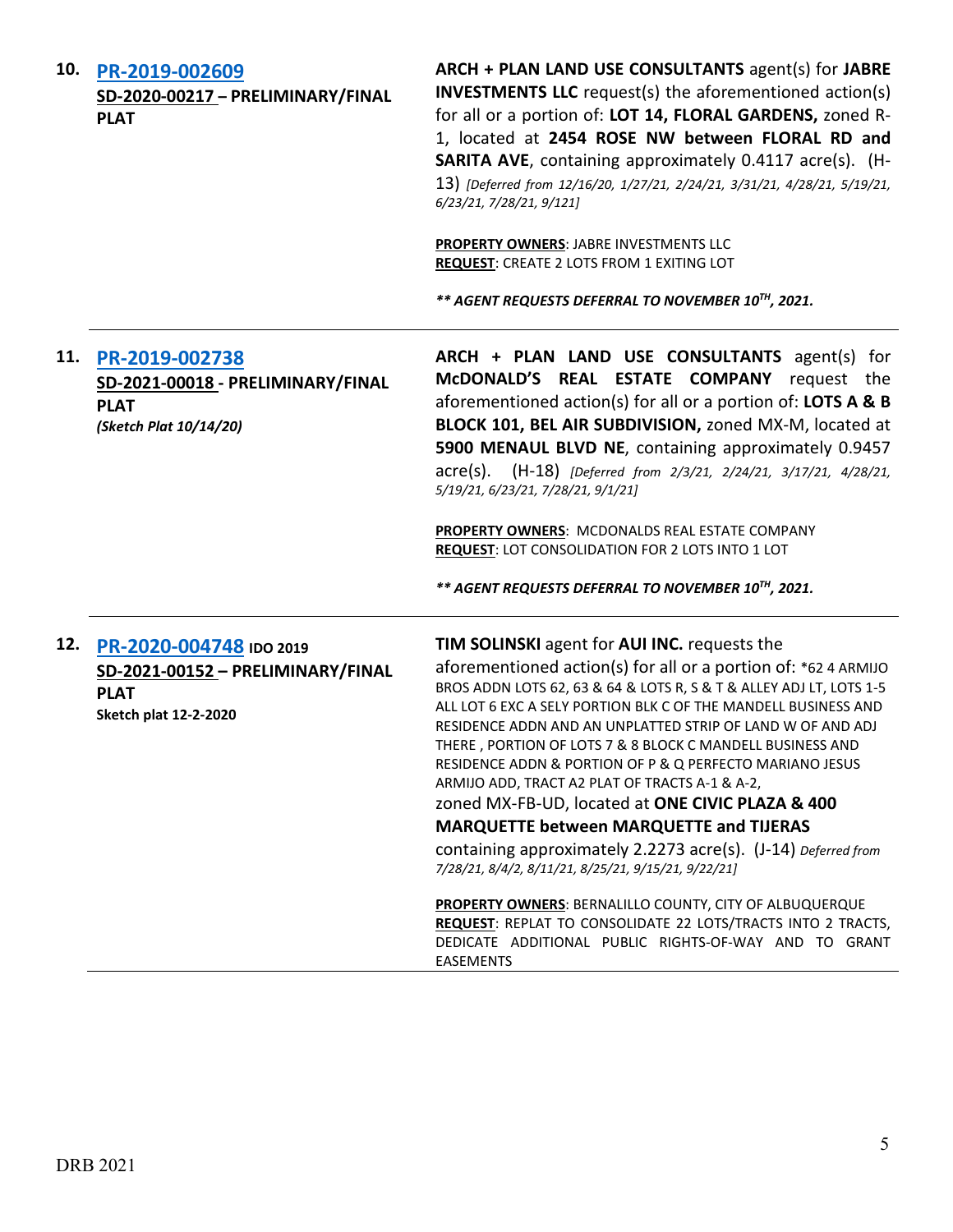**10. PR-2019-002609**
**SD-2020-00217 – PRELIMINARY/FINAL PLAT**

**ARCH + PLAN LAND USE CONSULTANTS** agent(s) for **JABRE INVESTMENTS LLC** request(s) the aforementioned action(s) for all or a portion of: **LOT 14, FLORAL GARDENS,** zoned R-1, located at **2454 ROSE NW between FLORAL RD and SARITA AVE**, containing approximately 0.4117 acre(s). (H-13) *[Deferred from 12/16/20, 1/27/21, 2/24/21, 3/31/21, 4/28/21, 5/19/21, 6/23/21, 7/28/21, 9/121]*

**PROPERTY OWNERS**: JABRE INVESTMENTS LLC
**REQUEST**: CREATE 2 LOTS FROM 1 EXITING LOT

***\*\* AGENT REQUESTS DEFERRAL TO NOVEMBER 10TH, 2021.***

---

**11. PR-2019-002738**
**SD-2021-00018 - PRELIMINARY/FINAL PLAT**
***(Sketch Plat 10/14/20)***

**ARCH + PLAN LAND USE CONSULTANTS** agent(s) for **McDONALD'S REAL ESTATE COMPANY** request the aforementioned action(s) for all or a portion of: **LOTS A & B BLOCK 101, BEL AIR SUBDIVISION,** zoned MX-M, located at **5900 MENAUL BLVD NE**, containing approximately 0.9457 acre(s). (H-18) *[Deferred from 2/3/21, 2/24/21, 3/17/21, 4/28/21, 5/19/21, 6/23/21, 7/28/21, 9/1/21]*

**PROPERTY OWNERS**: MCDONALDS REAL ESTATE COMPANY
**REQUEST**: LOT CONSOLIDATION FOR 2 LOTS INTO 1 LOT

***\*\* AGENT REQUESTS DEFERRAL TO NOVEMBER 10TH, 2021.***

---

**12. PR-2020-004748 IDO 2019**
**SD-2021-00152 – PRELIMINARY/FINAL PLAT**
**Sketch plat 12-2-2020**

**TIM SOLINSKI** agent for **AUI INC.** requests the aforementioned action(s) for all or a portion of: *62 4 ARMIJO BROS ADDN LOTS 62, 63 & 64 & LOTS R, S & T & ALLEY ADJ LT, LOTS 1-5 ALL LOT 6 EXC A SELY PORTION BLK C OF THE MANDELL BUSINESS AND RESIDENCE ADDN AND AN UNPLATTED STRIP OF LAND W OF AND ADJ THERE , PORTION OF LOTS 7 & 8 BLOCK C MANDELL BUSINESS AND RESIDENCE ADDN & PORTION OF P & Q PERFECTO MARIANO JESUS ARMIJO ADD, TRACT A2 PLAT OF TRACTS A-1 & A-2, zoned MX-FB-UD, located at **ONE CIVIC PLAZA & 400 MARQUETTE between MARQUETTE and TIJERAS** containing approximately 2.2273 acre(s). (J-14) *Deferred from 7/28/21, 8/4/2, 8/11/21, 8/25/21, 9/15/21, 9/22/21]*

**PROPERTY OWNERS**: BERNALILLO COUNTY, CITY OF ALBUQUERQUE
**REQUEST**: REPLAT TO CONSOLIDATE 22 LOTS/TRACTS INTO 2 TRACTS, DEDICATE ADDITIONAL PUBLIC RIGHTS-OF-WAY AND TO GRANT EASEMENTS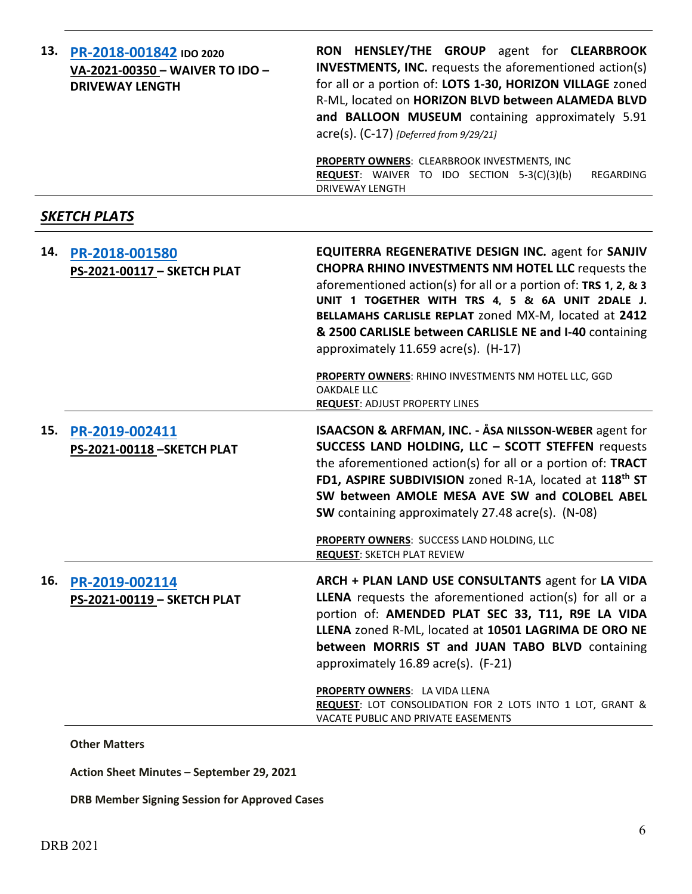| | | |
|---|---|---|
| **13.** | **PR-2018-001842** **IDO 2020**<br>**VA-2021-00350 – WAIVER TO IDO – DRIVEWAY LENGTH** | **RON HENSLEY/THE GROUP** agent for **CLEARBROOK INVESTMENTS, INC.** requests the aforementioned action(s) for all or a portion of: **LOTS 1-30, HORIZON VILLAGE** zoned R-ML, located on **HORIZON BLVD between ALAMEDA BLVD and BALLOON MUSEUM** containing approximately 5.91 acre(s). (C-17) *[Deferred from 9/29/21]*<br><br>**PROPERTY OWNERS**: CLEARBROOK INVESTMENTS, INC<br>**REQUEST**: WAIVER TO IDO SECTION 5-3(C)(3)(b) REGARDING DRIVEWAY LENGTH |

## *SKETCH PLATS*

| | | |
|---|---|---|
| **14.** | **PR-2018-001580**<br>**PS-2021-00117 – SKETCH PLAT** | **EQUITERRA REGENERATIVE DESIGN INC.** agent for **SANJIV CHOPRA RHINO INVESTMENTS NM HOTEL LLC** requests the aforementioned action(s) for all or a portion of: **TRS 1, 2, & 3 UNIT 1 TOGETHER WITH TRS 4, 5 & 6A UNIT 2DALE J. BELLAMAHS CARLISLE REPLAT** zoned MX-M, located at **2412 & 2500 CARLISLE between CARLISLE NE and I-40** containing approximately 11.659 acre(s). (H-17)<br><br>**PROPERTY OWNERS**: RHINO INVESTMENTS NM HOTEL LLC, GGD OAKDALE LLC<br>**REQUEST**: ADJUST PROPERTY LINES |
| **15.** | **PR-2019-002411**<br>**PS-2021-00118 –SKETCH PLAT** | **ISAACSON & ARFMAN, INC. - ÅSA NILSSON-WEBER** agent for **SUCCESS LAND HOLDING, LLC – SCOTT STEFFEN** requests the aforementioned action(s) for all or a portion of: **TRACT FD1, ASPIRE SUBDIVISION** zoned R-1A, located at **118th ST SW between AMOLE MESA AVE SW and COLOBEL ABEL SW** containing approximately 27.48 acre(s). (N-08)<br><br>**PROPERTY OWNERS**: SUCCESS LAND HOLDING, LLC<br>**REQUEST**: SKETCH PLAT REVIEW |
| **16.** | **PR-2019-002114**<br>**PS-2021-00119 – SKETCH PLAT** | **ARCH + PLAN LAND USE CONSULTANTS** agent for **LA VIDA LLENA** requests the aforementioned action(s) for all or a portion of: **AMENDED PLAT SEC 33, T11, R9E LA VIDA LLENA** zoned R-ML, located at **10501 LAGRIMA DE ORO NE between MORRIS ST and JUAN TABO BLVD** containing approximately 16.89 acre(s). (F-21)<br><br>**PROPERTY OWNERS**: LA VIDA LLENA<br>**REQUEST**: LOT CONSOLIDATION FOR 2 LOTS INTO 1 LOT, GRANT & VACATE PUBLIC AND PRIVATE EASEMENTS |

**Other Matters**

**Action Sheet Minutes – September 29, 2021**

**DRB Member Signing Session for Approved Cases**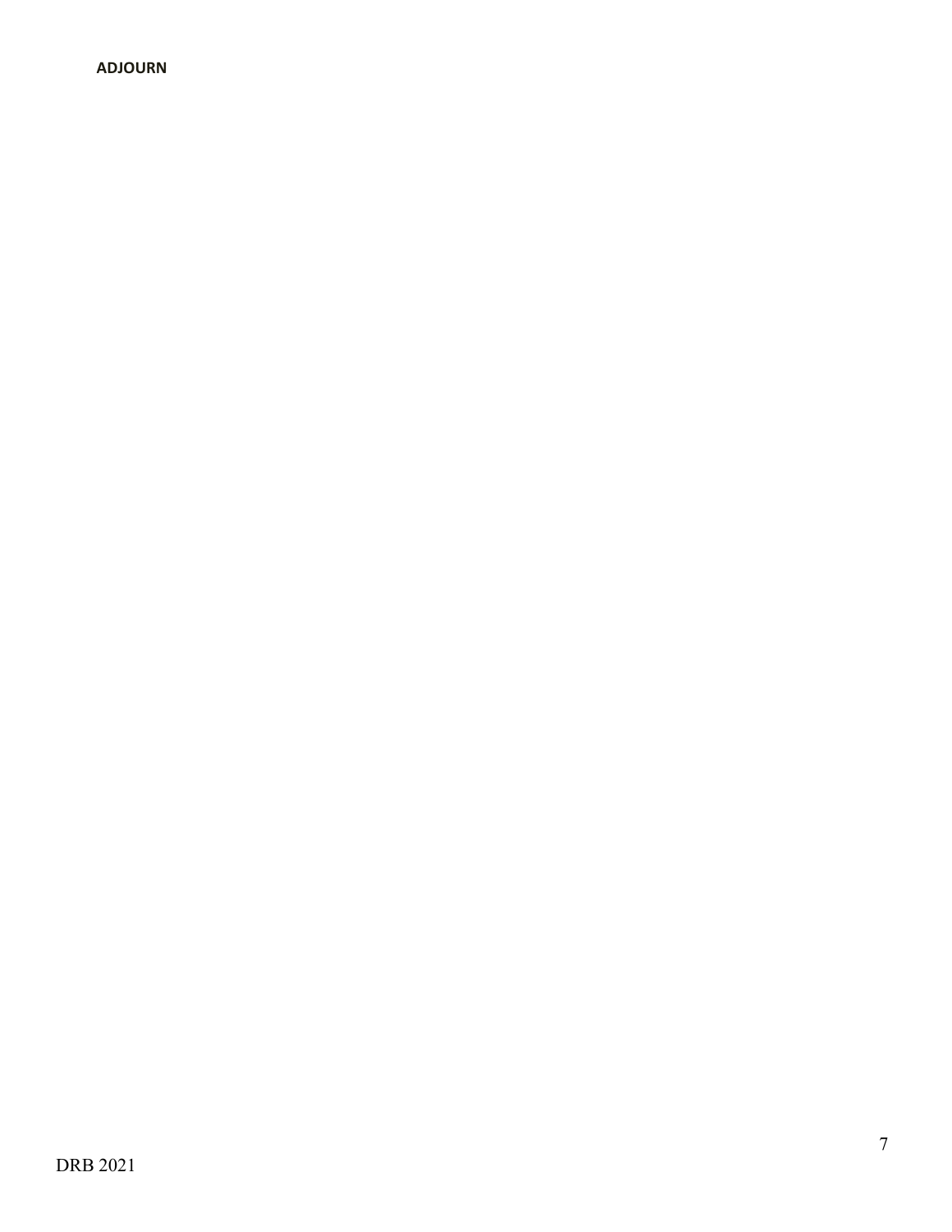**ADJOURN**